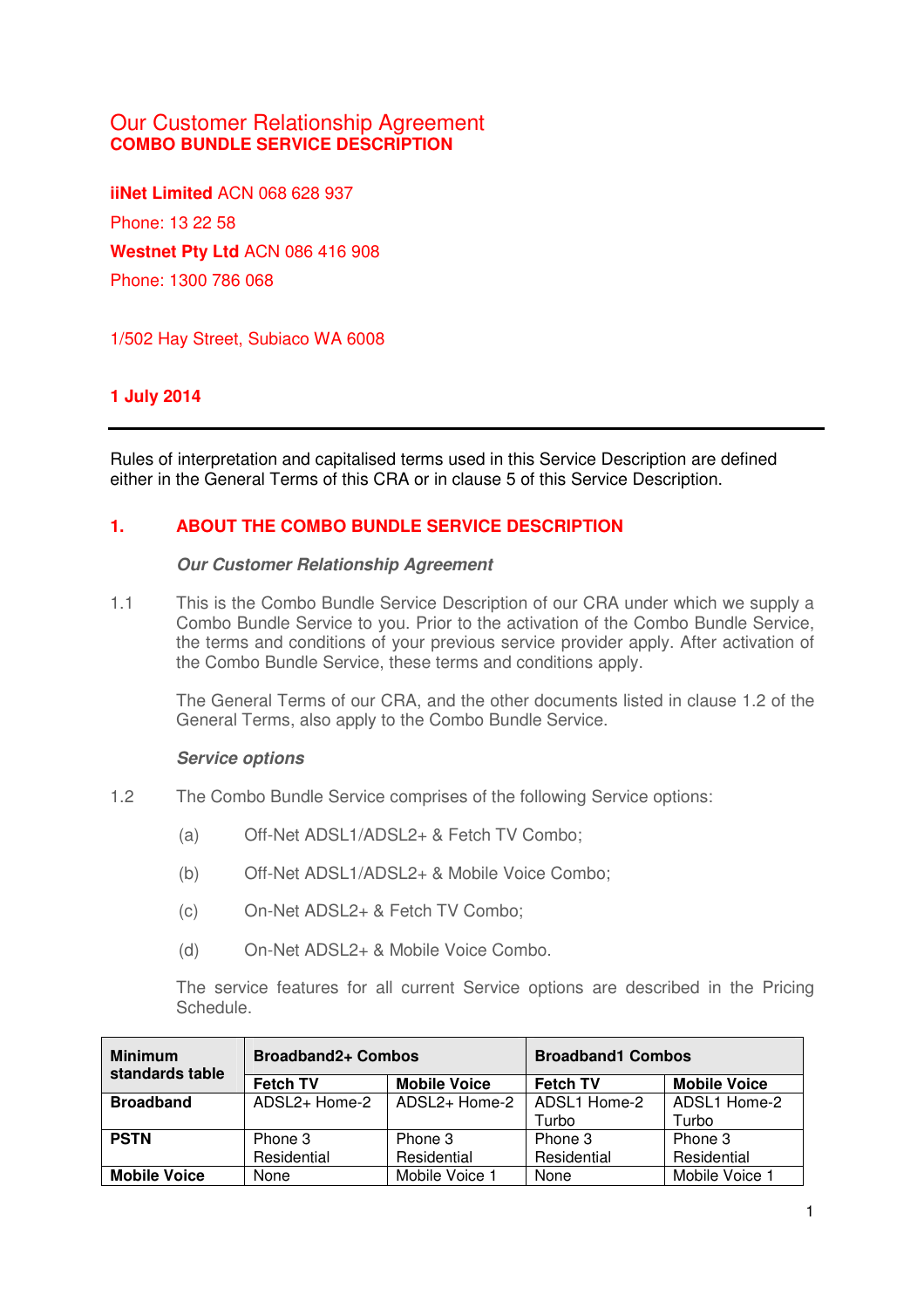# Our Customer Relationship Agreement
## COMBO BUNDLE SERVICE DESCRIPTION

**iiNet Limited** ACN 068 628 937

Phone: 13 22 58

**Westnet Pty Ltd** ACN 086 416 908

Phone: 1300 786 068

1/502 Hay Street, Subiaco WA 6008

**1 July 2014**

---

Rules of interpretation and capitalised terms used in this Service Description are defined either in the General Terms of this CRA or in clause 5 of this Service Description.

## 1. ABOUT THE COMBO BUNDLE SERVICE DESCRIPTION

***Our Customer Relationship Agreement***

1.1 This is the Combo Bundle Service Description of our CRA under which we supply a Combo Bundle Service to you. Prior to the activation of the Combo Bundle Service, the terms and conditions of your previous service provider apply. After activation of the Combo Bundle Service, these terms and conditions apply.

The General Terms of our CRA, and the other documents listed in clause 1.2 of the General Terms, also apply to the Combo Bundle Service.

***Service options***

1.2 The Combo Bundle Service comprises of the following Service options:

(a) Off-Net ADSL1/ADSL2+ & Fetch TV Combo;

(b) Off-Net ADSL1/ADSL2+ & Mobile Voice Combo;

(c) On-Net ADSL2+ & Fetch TV Combo;

(d) On-Net ADSL2+ & Mobile Voice Combo.

The service features for all current Service options are described in the Pricing Schedule.

| Minimum standards table | Broadband2+ Combos | | Broadband1 Combos | |
|---|---|---|---|---|
| | **Fetch TV** | **Mobile Voice** | **Fetch TV** | **Mobile Voice** |
| **Broadband** | ADSL2+ Home-2 | ADSL2+ Home-2 | ADSL1 Home-2 Turbo | ADSL1 Home-2 Turbo |
| **PSTN** | Phone 3 Residential | Phone 3 Residential | Phone 3 Residential | Phone 3 Residential |
| **Mobile Voice** | None | Mobile Voice 1 | None | Mobile Voice 1 |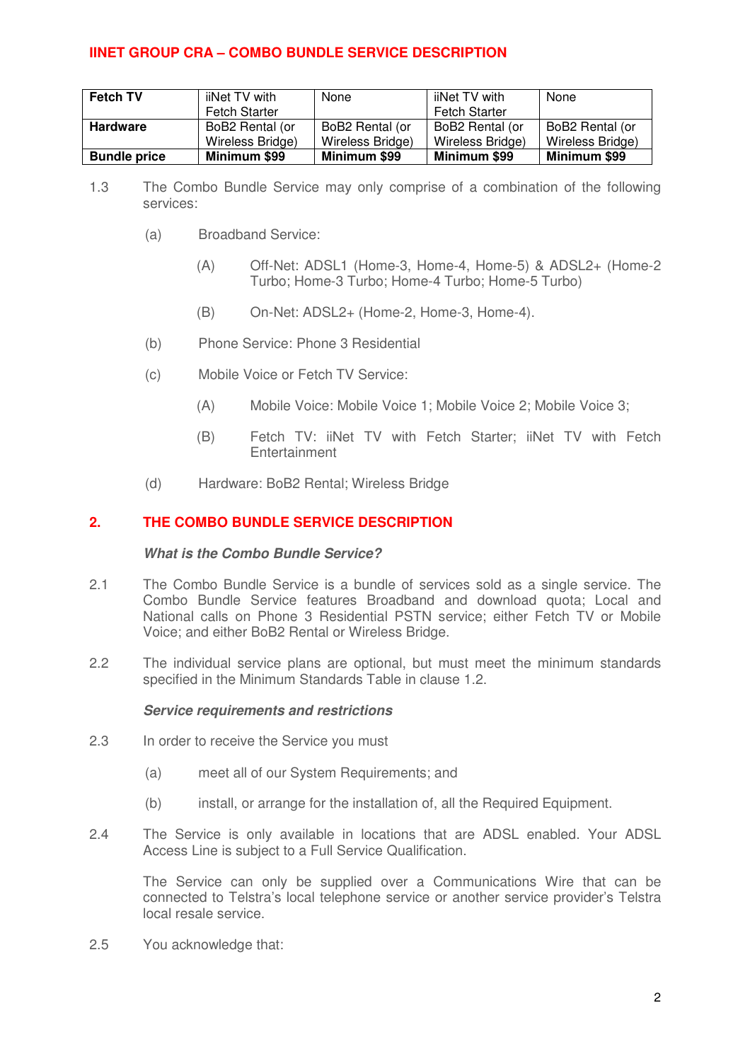| Fetch TV | iiNet TV with Fetch Starter | None | iiNet TV with Fetch Starter | None |
|---|---|---|---|---|
| **Hardware** | BoB2 Rental (or Wireless Bridge) | BoB2 Rental (or Wireless Bridge) | BoB2 Rental (or Wireless Bridge) | BoB2 Rental (or Wireless Bridge) |
| **Bundle price** | **Minimum $99** | **Minimum $99** | **Minimum $99** | **Minimum $99** |

1.3 The Combo Bundle Service may only comprise of a combination of the following services:

(a) Broadband Service:

(A) Off-Net: ADSL1 (Home-3, Home-4, Home-5) & ADSL2+ (Home-2 Turbo; Home-3 Turbo; Home-4 Turbo; Home-5 Turbo)

(B) On-Net: ADSL2+ (Home-2, Home-3, Home-4).

(b) Phone Service: Phone 3 Residential

(c) Mobile Voice or Fetch TV Service:

(A) Mobile Voice: Mobile Voice 1; Mobile Voice 2; Mobile Voice 3;

(B) Fetch TV: iiNet TV with Fetch Starter; iiNet TV with Fetch Entertainment

(d) Hardware: BoB2 Rental; Wireless Bridge

## 2. THE COMBO BUNDLE SERVICE DESCRIPTION

***What is the Combo Bundle Service?***

2.1 The Combo Bundle Service is a bundle of services sold as a single service. The Combo Bundle Service features Broadband and download quota; Local and National calls on Phone 3 Residential PSTN service; either Fetch TV or Mobile Voice; and either BoB2 Rental or Wireless Bridge.

2.2 The individual service plans are optional, but must meet the minimum standards specified in the Minimum Standards Table in clause 1.2.

***Service requirements and restrictions***

2.3 In order to receive the Service you must

(a) meet all of our System Requirements; and

(b) install, or arrange for the installation of, all the Required Equipment.

2.4 The Service is only available in locations that are ADSL enabled. Your ADSL Access Line is subject to a Full Service Qualification.

The Service can only be supplied over a Communications Wire that can be connected to Telstra's local telephone service or another service provider's Telstra local resale service.

2.5 You acknowledge that: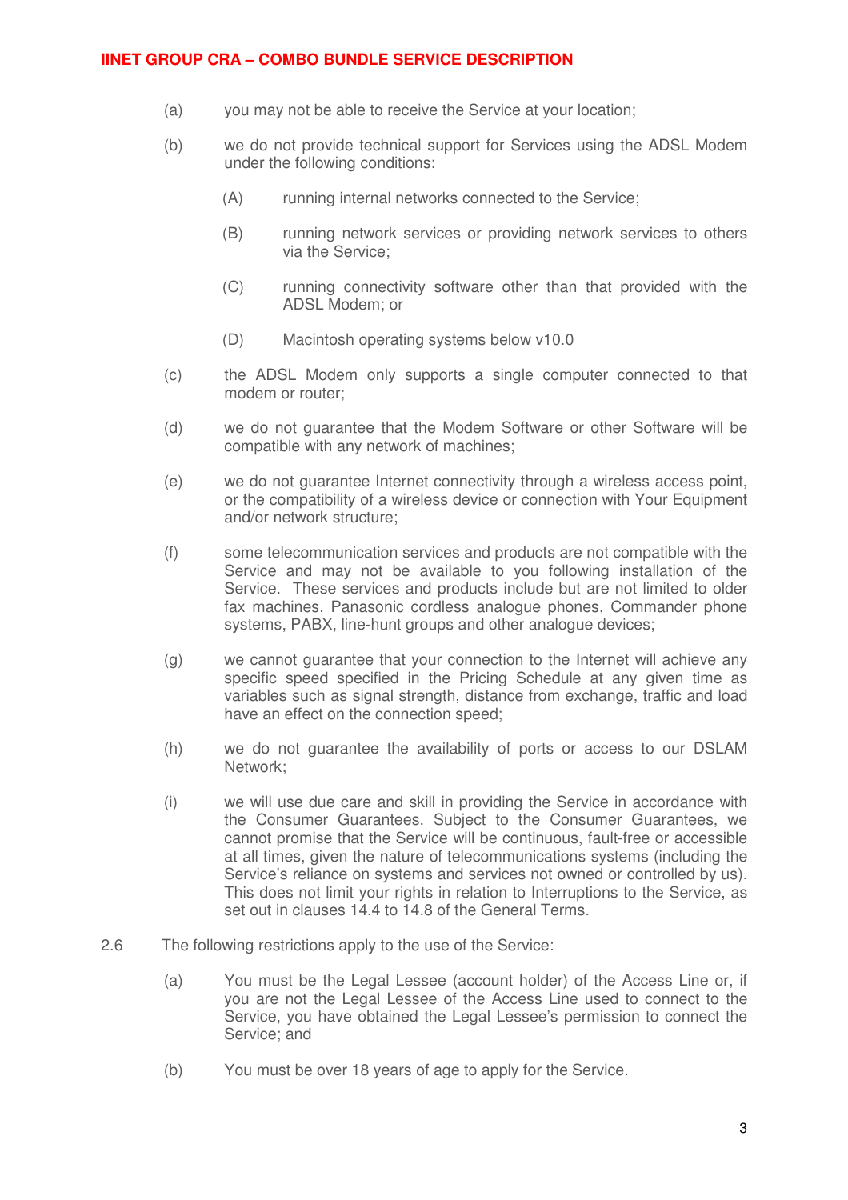(a) you may not be able to receive the Service at your location;

(b) we do not provide technical support for Services using the ADSL Modem under the following conditions:

   (A) running internal networks connected to the Service;

   (B) running network services or providing network services to others via the Service;

   (C) running connectivity software other than that provided with the ADSL Modem; or

   (D) Macintosh operating systems below v10.0

(c) the ADSL Modem only supports a single computer connected to that modem or router;

(d) we do not guarantee that the Modem Software or other Software will be compatible with any network of machines;

(e) we do not guarantee Internet connectivity through a wireless access point, or the compatibility of a wireless device or connection with Your Equipment and/or network structure;

(f) some telecommunication services and products are not compatible with the Service and may not be available to you following installation of the Service. These services and products include but are not limited to older fax machines, Panasonic cordless analogue phones, Commander phone systems, PABX, line-hunt groups and other analogue devices;

(g) we cannot guarantee that your connection to the Internet will achieve any specific speed specified in the Pricing Schedule at any given time as variables such as signal strength, distance from exchange, traffic and load have an effect on the connection speed;

(h) we do not guarantee the availability of ports or access to our DSLAM Network;

(i) we will use due care and skill in providing the Service in accordance with the Consumer Guarantees. Subject to the Consumer Guarantees, we cannot promise that the Service will be continuous, fault-free or accessible at all times, given the nature of telecommunications systems (including the Service's reliance on systems and services not owned or controlled by us). This does not limit your rights in relation to Interruptions to the Service, as set out in clauses 14.4 to 14.8 of the General Terms.

2.6 The following restrictions apply to the use of the Service:

(a) You must be the Legal Lessee (account holder) of the Access Line or, if you are not the Legal Lessee of the Access Line used to connect to the Service, you have obtained the Legal Lessee's permission to connect the Service; and

(b) You must be over 18 years of age to apply for the Service.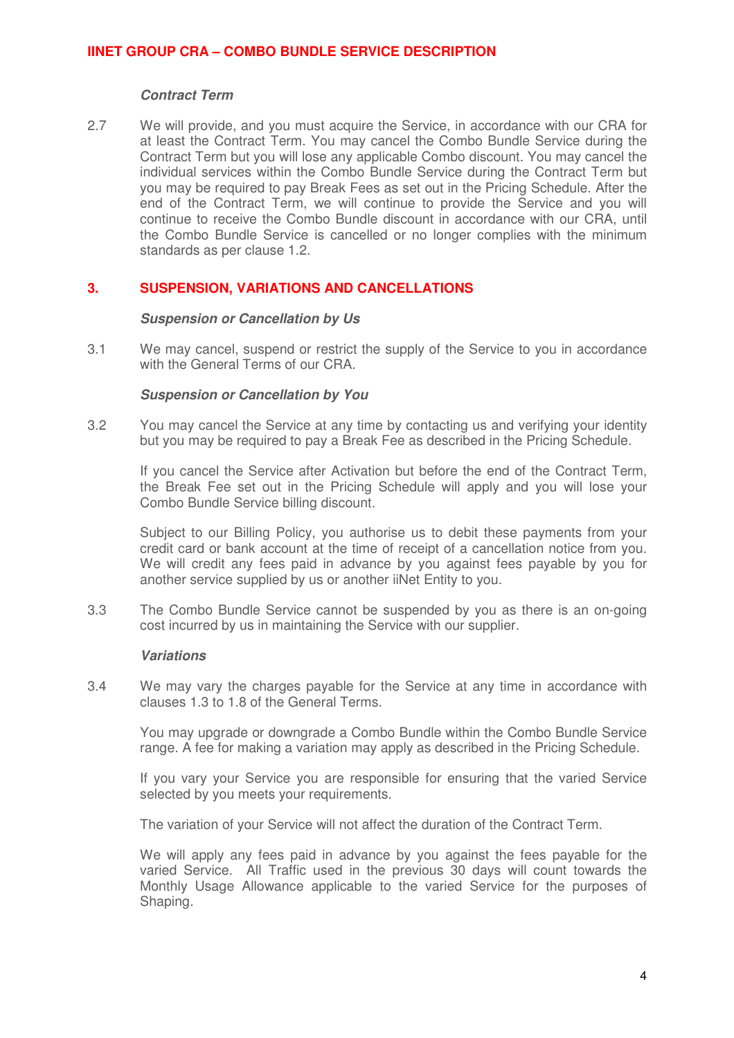***Contract Term***

2.7 We will provide, and you must acquire the Service, in accordance with our CRA for at least the Contract Term. You may cancel the Combo Bundle Service during the Contract Term but you will lose any applicable Combo discount. You may cancel the individual services within the Combo Bundle Service during the Contract Term but you may be required to pay Break Fees as set out in the Pricing Schedule. After the end of the Contract Term, we will continue to provide the Service and you will continue to receive the Combo Bundle discount in accordance with our CRA, until the Combo Bundle Service is cancelled or no longer complies with the minimum standards as per clause 1.2.

## 3. SUSPENSION, VARIATIONS AND CANCELLATIONS

***Suspension or Cancellation by Us***

3.1 We may cancel, suspend or restrict the supply of the Service to you in accordance with the General Terms of our CRA.

***Suspension or Cancellation by You***

3.2 You may cancel the Service at any time by contacting us and verifying your identity but you may be required to pay a Break Fee as described in the Pricing Schedule.

If you cancel the Service after Activation but before the end of the Contract Term, the Break Fee set out in the Pricing Schedule will apply and you will lose your Combo Bundle Service billing discount.

Subject to our Billing Policy, you authorise us to debit these payments from your credit card or bank account at the time of receipt of a cancellation notice from you. We will credit any fees paid in advance by you against fees payable by you for another service supplied by us or another iiNet Entity to you.

3.3 The Combo Bundle Service cannot be suspended by you as there is an on-going cost incurred by us in maintaining the Service with our supplier.

***Variations***

3.4 We may vary the charges payable for the Service at any time in accordance with clauses 1.3 to 1.8 of the General Terms.

You may upgrade or downgrade a Combo Bundle within the Combo Bundle Service range. A fee for making a variation may apply as described in the Pricing Schedule.

If you vary your Service you are responsible for ensuring that the varied Service selected by you meets your requirements.

The variation of your Service will not affect the duration of the Contract Term.

We will apply any fees paid in advance by you against the fees payable for the varied Service. All Traffic used in the previous 30 days will count towards the Monthly Usage Allowance applicable to the varied Service for the purposes of Shaping.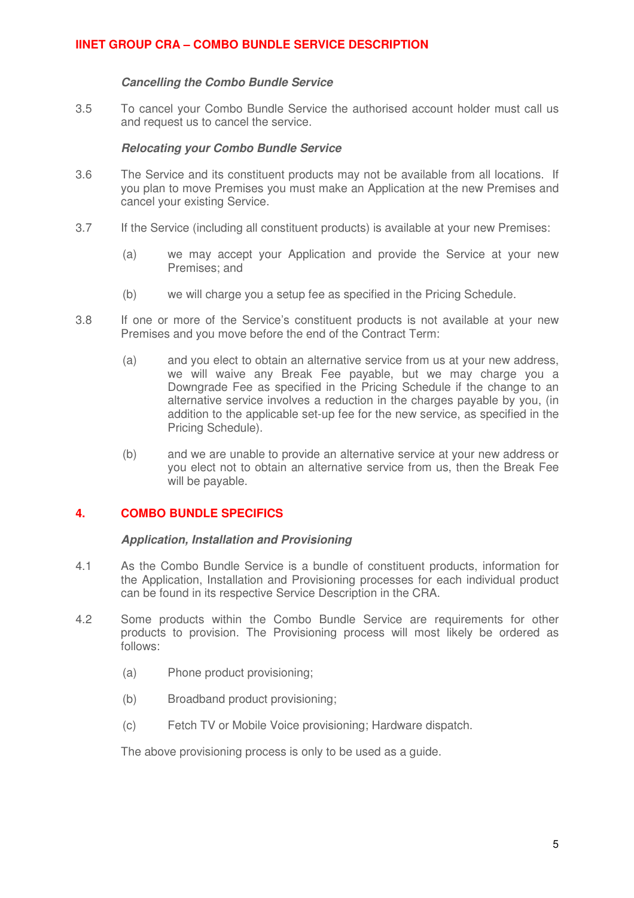***Cancelling the Combo Bundle Service***

3.5 To cancel your Combo Bundle Service the authorised account holder must call us and request us to cancel the service.

***Relocating your Combo Bundle Service***

3.6 The Service and its constituent products may not be available from all locations. If you plan to move Premises you must make an Application at the new Premises and cancel your existing Service.

3.7 If the Service (including all constituent products) is available at your new Premises:

(a) we may accept your Application and provide the Service at your new Premises; and

(b) we will charge you a setup fee as specified in the Pricing Schedule.

3.8 If one or more of the Service's constituent products is not available at your new Premises and you move before the end of the Contract Term:

(a) and you elect to obtain an alternative service from us at your new address, we will waive any Break Fee payable, but we may charge you a Downgrade Fee as specified in the Pricing Schedule if the change to an alternative service involves a reduction in the charges payable by you, (in addition to the applicable set-up fee for the new service, as specified in the Pricing Schedule).

(b) and we are unable to provide an alternative service at your new address or you elect not to obtain an alternative service from us, then the Break Fee will be payable.

## 4. COMBO BUNDLE SPECIFICS

***Application, Installation and Provisioning***

4.1 As the Combo Bundle Service is a bundle of constituent products, information for the Application, Installation and Provisioning processes for each individual product can be found in its respective Service Description in the CRA.

4.2 Some products within the Combo Bundle Service are requirements for other products to provision. The Provisioning process will most likely be ordered as follows:

(a) Phone product provisioning;

(b) Broadband product provisioning;

(c) Fetch TV or Mobile Voice provisioning; Hardware dispatch.

The above provisioning process is only to be used as a guide.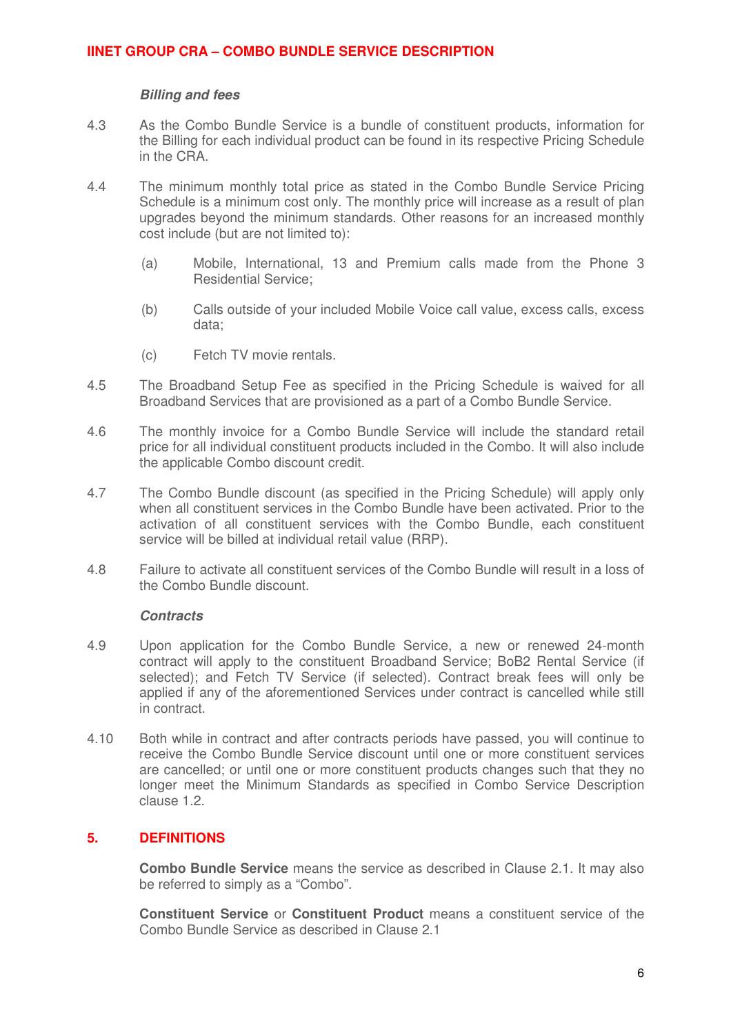***Billing and fees***

4.3 As the Combo Bundle Service is a bundle of constituent products, information for the Billing for each individual product can be found in its respective Pricing Schedule in the CRA.

4.4 The minimum monthly total price as stated in the Combo Bundle Service Pricing Schedule is a minimum cost only. The monthly price will increase as a result of plan upgrades beyond the minimum standards. Other reasons for an increased monthly cost include (but are not limited to):

(a) Mobile, International, 13 and Premium calls made from the Phone 3 Residential Service;

(b) Calls outside of your included Mobile Voice call value, excess calls, excess data;

(c) Fetch TV movie rentals.

4.5 The Broadband Setup Fee as specified in the Pricing Schedule is waived for all Broadband Services that are provisioned as a part of a Combo Bundle Service.

4.6 The monthly invoice for a Combo Bundle Service will include the standard retail price for all individual constituent products included in the Combo. It will also include the applicable Combo discount credit.

4.7 The Combo Bundle discount (as specified in the Pricing Schedule) will apply only when all constituent services in the Combo Bundle have been activated. Prior to the activation of all constituent services with the Combo Bundle, each constituent service will be billed at individual retail value (RRP).

4.8 Failure to activate all constituent services of the Combo Bundle will result in a loss of the Combo Bundle discount.

***Contracts***

4.9 Upon application for the Combo Bundle Service, a new or renewed 24-month contract will apply to the constituent Broadband Service; BoB2 Rental Service (if selected); and Fetch TV Service (if selected). Contract break fees will only be applied if any of the aforementioned Services under contract is cancelled while still in contract.

4.10 Both while in contract and after contracts periods have passed, you will continue to receive the Combo Bundle Service discount until one or more constituent services are cancelled; or until one or more constituent products changes such that they no longer meet the Minimum Standards as specified in Combo Service Description clause 1.2.

## 5. DEFINITIONS

**Combo Bundle Service** means the service as described in Clause 2.1. It may also be referred to simply as a "Combo".

**Constituent Service** or **Constituent Product** means a constituent service of the Combo Bundle Service as described in Clause 2.1